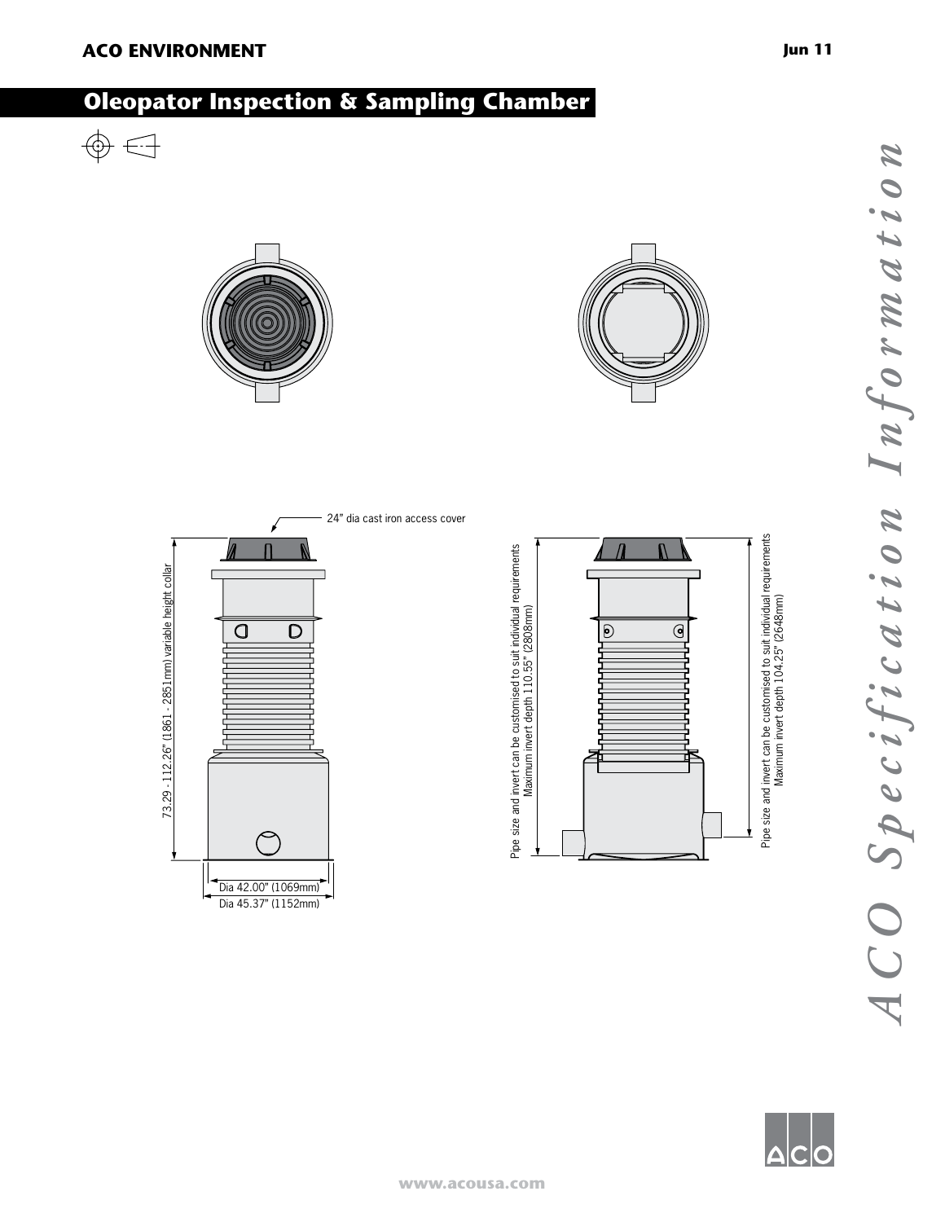# Oleopator Inspection & Sampling Chamber

24" dia cast iron access cover

73.29 - 112.26" (1861 - 2851mm) variable height collar

Dia 42.00" (1069mm)

Dia 45.37" (1152mm)

Pipe size and invert can be customised to suit individual requirements
Maximum invert depth 110.55" (2808mm)

Pipe size and invert can be customised to suit individual requirements
Maximum invert depth 104.25" (2648mm)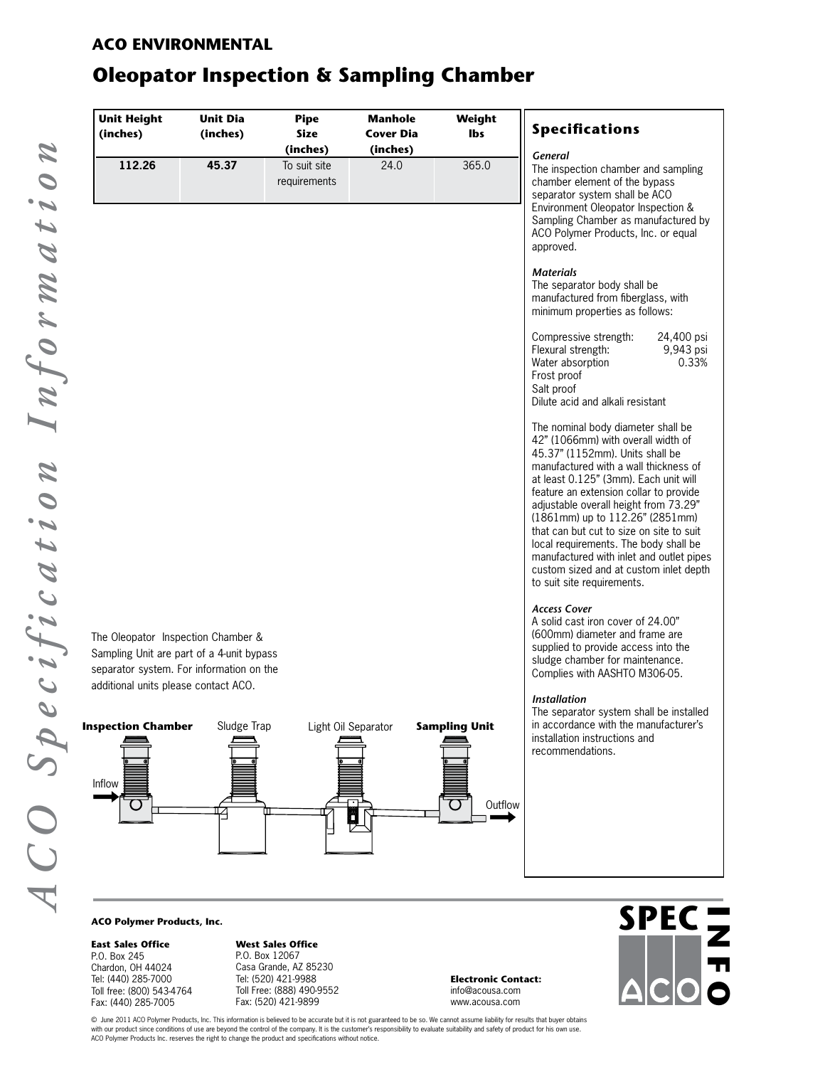## ACO ENVIRONMENTAL

# Oleopator Inspection & Sampling Chamber

| Unit Height (inches) | Unit Dia (inches) | Pipe Size (inches) | Manhole Cover Dia (inches) | Weight lbs |
|---|---|---|---|---|
| **112.26** | **45.37** | To suit site requirements | 24.0 | 365.0 |

The Oleopator Inspection Chamber & Sampling Unit are part of a 4-unit bypass separator system. For information on the additional units please contact ACO.

**Inspection Chamber** Sludge Trap Light Oil Separator **Sampling Unit**

Inflow

Outflow

## Specifications

*General*

The inspection chamber and sampling chamber element of the bypass separator system shall be ACO Environment Oleopator Inspection & Sampling Chamber as manufactured by ACO Polymer Products, Inc. or equal approved.

*Materials*

The separator body shall be manufactured from fiberglass, with minimum properties as follows:

Compressive strength: 24,400 psi
Flexural strength: 9,943 psi
Water absorption 0.33%
Frost proof
Salt proof
Dilute acid and alkali resistant

The nominal body diameter shall be 42" (1066mm) with overall width of 45.37" (1152mm). Units shall be manufactured with a wall thickness of at least 0.125" (3mm). Each unit will feature an extension collar to provide adjustable overall height from 73.29" (1861mm) up to 112.26" (2851mm) that can but cut to size on site to suit local requirements. The body shall be manufactured with inlet and outlet pipes custom sized and at custom inlet depth to suit site requirements.

*Access Cover*

A solid cast iron cover of 24.00" (600mm) diameter and frame are supplied to provide access into the sludge chamber for maintenance. Complies with AASHTO M306-05.

*Installation*

The separator system shall be installed in accordance with the manufacturer's installation instructions and recommendations.

**ACO Polymer Products, Inc.**

**East Sales Office**
P.O. Box 245
Chardon, OH 44024
Tel: (440) 285-7000
Toll free: (800) 543-4764
Fax: (440) 285-7005

**West Sales Office**
P.O. Box 12067
Casa Grande, AZ 85230
Tel: (520) 421-9988
Toll Free: (888) 490-9552
Fax: (520) 421-9899

**Electronic Contact:**
info@acousa.com
www.acousa.com

© June 2011 ACO Polymer Products, Inc. This information is believed to be accurate but it is not guaranteed to be so. We cannot assume liability for results that buyer obtains with our product since conditions of use are beyond the control of the company. It is the customer's responsibility to evaluate suitability and safety of product for his own use. ACO Polymer Products Inc. reserves the right to change the product and specifications without notice.